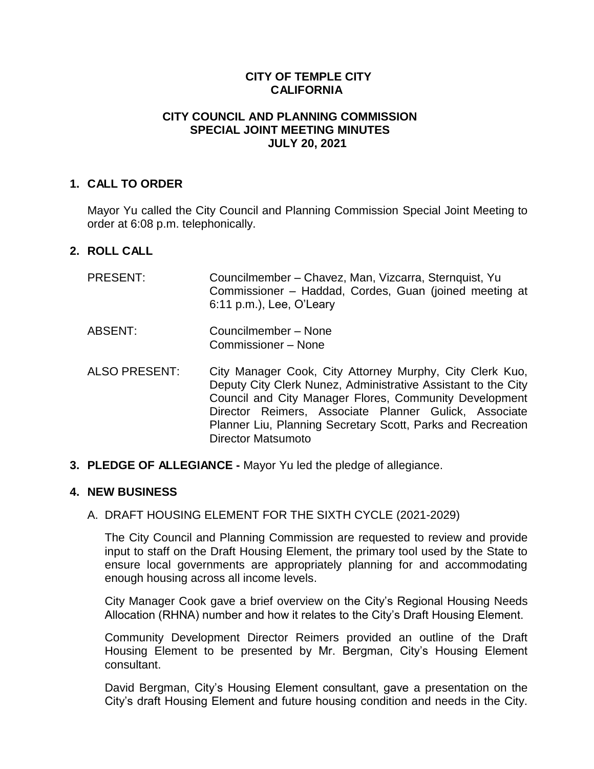# CITY OF TEMPLE CITY
# CALIFORNIA

## CITY COUNCIL AND PLANNING COMMISSION SPECIAL JOINT MEETING MINUTES
## JULY 20, 2021

### 1. CALL TO ORDER

Mayor Yu called the City Council and Planning Commission Special Joint Meeting to order at 6:08 p.m. telephonically.

### 2. ROLL CALL

PRESENT: Councilmember – Chavez, Man, Vizcarra, Sternquist, Yu
Commissioner – Haddad, Cordes, Guan (joined meeting at 6:11 p.m.), Lee, O'Leary

ABSENT: Councilmember – None
Commissioner – None

ALSO PRESENT: City Manager Cook, City Attorney Murphy, City Clerk Kuo, Deputy City Clerk Nunez, Administrative Assistant to the City Council and City Manager Flores, Community Development Director Reimers, Associate Planner Gulick, Associate Planner Liu, Planning Secretary Scott, Parks and Recreation Director Matsumoto

### 3. PLEDGE OF ALLEGIANCE - Mayor Yu led the pledge of allegiance.

### 4. NEW BUSINESS

A. DRAFT HOUSING ELEMENT FOR THE SIXTH CYCLE (2021-2029)

The City Council and Planning Commission are requested to review and provide input to staff on the Draft Housing Element, the primary tool used by the State to ensure local governments are appropriately planning for and accommodating enough housing across all income levels.

City Manager Cook gave a brief overview on the City's Regional Housing Needs Allocation (RHNA) number and how it relates to the City's Draft Housing Element.

Community Development Director Reimers provided an outline of the Draft Housing Element to be presented by Mr. Bergman, City's Housing Element consultant.

David Bergman, City's Housing Element consultant, gave a presentation on the City's draft Housing Element and future housing condition and needs in the City.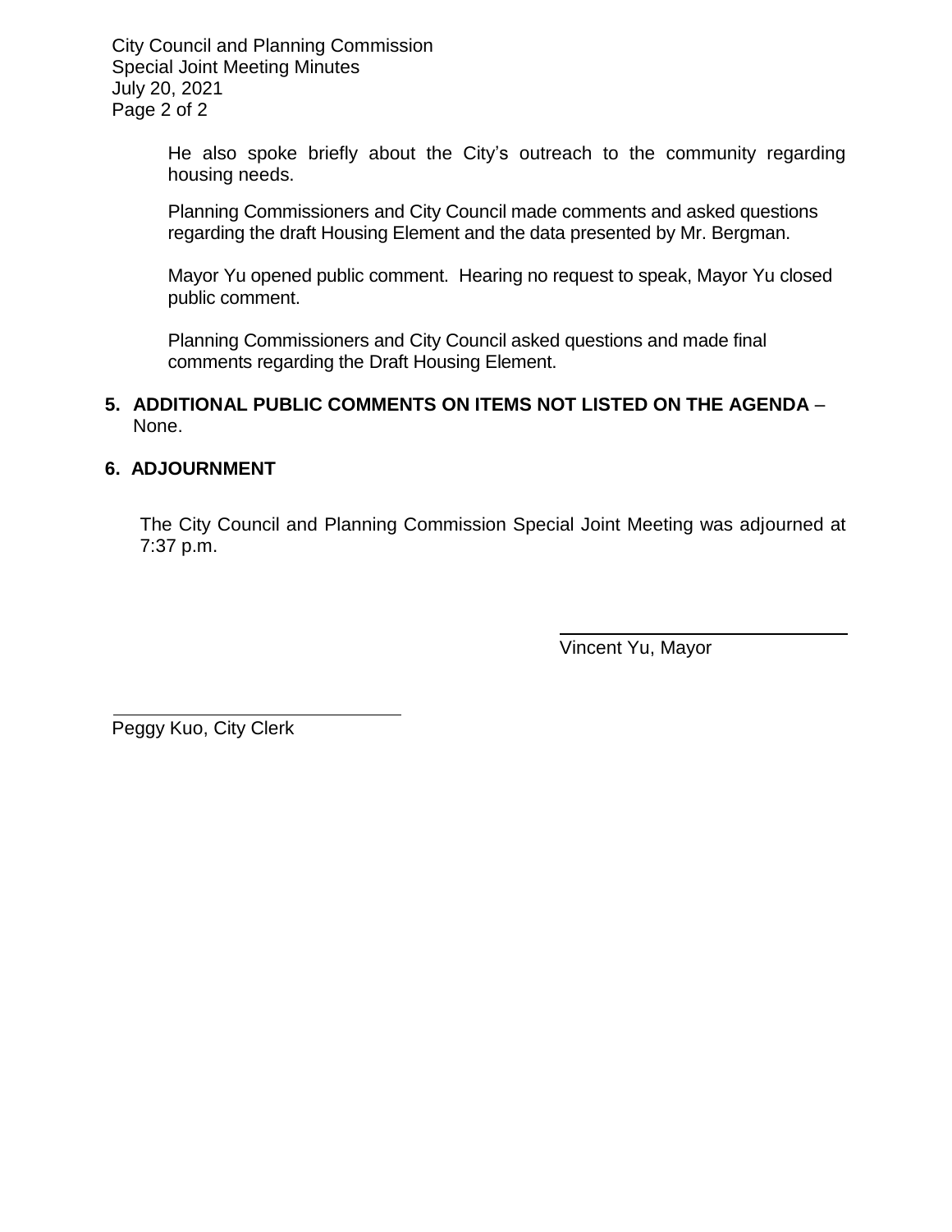He also spoke briefly about the City's outreach to the community regarding housing needs.

Planning Commissioners and City Council made comments and asked questions regarding the draft Housing Element and the data presented by Mr. Bergman.

Mayor Yu opened public comment. Hearing no request to speak, Mayor Yu closed public comment.

Planning Commissioners and City Council asked questions and made final comments regarding the Draft Housing Element.

**5. ADDITIONAL PUBLIC COMMENTS ON ITEMS NOT LISTED ON THE AGENDA** – None.

**6. ADJOURNMENT**

The City Council and Planning Commission Special Joint Meeting was adjourned at 7:37 p.m.

Vincent Yu, Mayor

Peggy Kuo, City Clerk